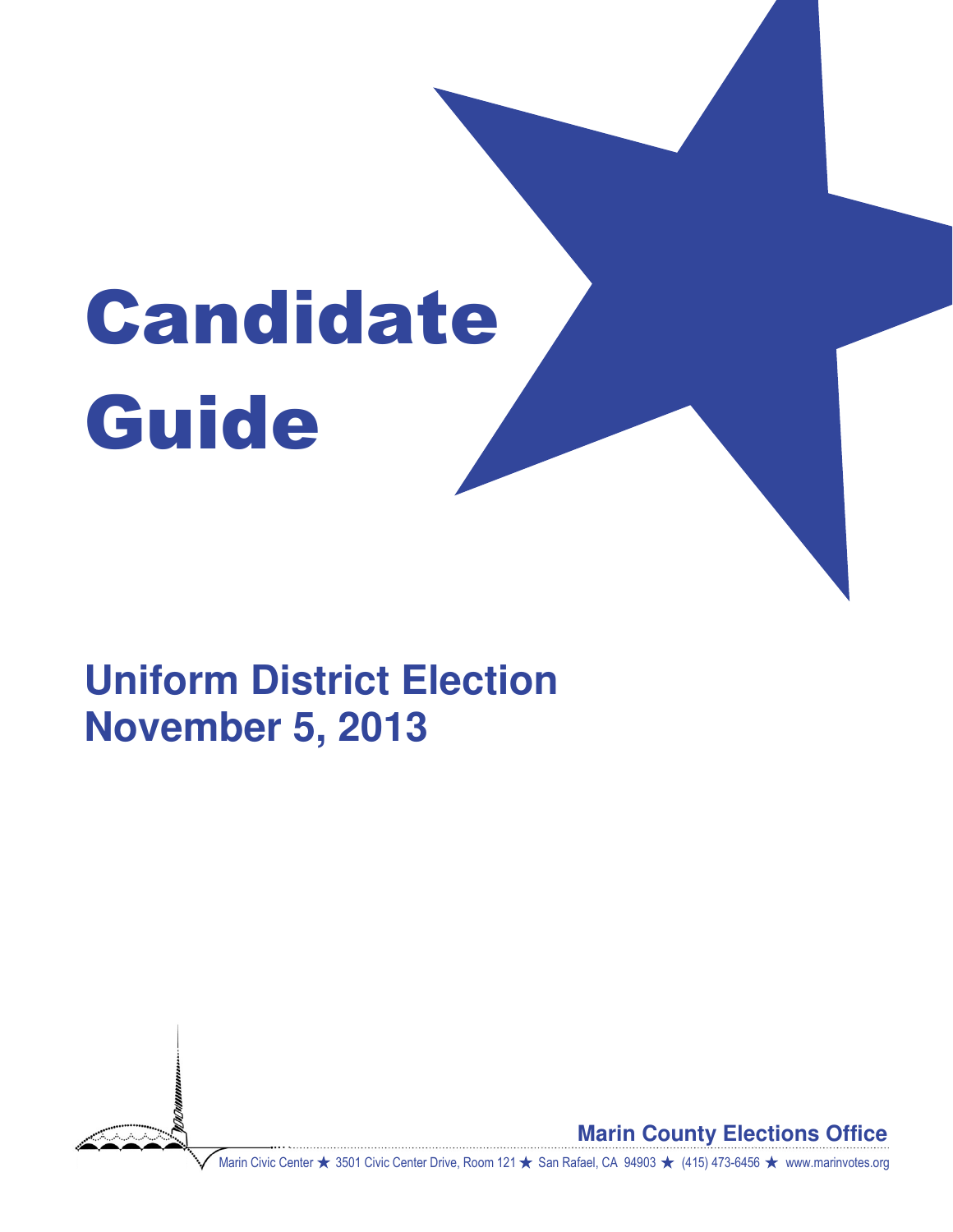# Candidate Guide

## Uniform District Election
## November 5, 2013

**Marin County Elections Office**

Marin Civic Center ★ 3501 Civic Center Drive, Room 121 ★ San Rafael, CA 94903 ★ (415) 473-6456 ★ www.marinvotes.org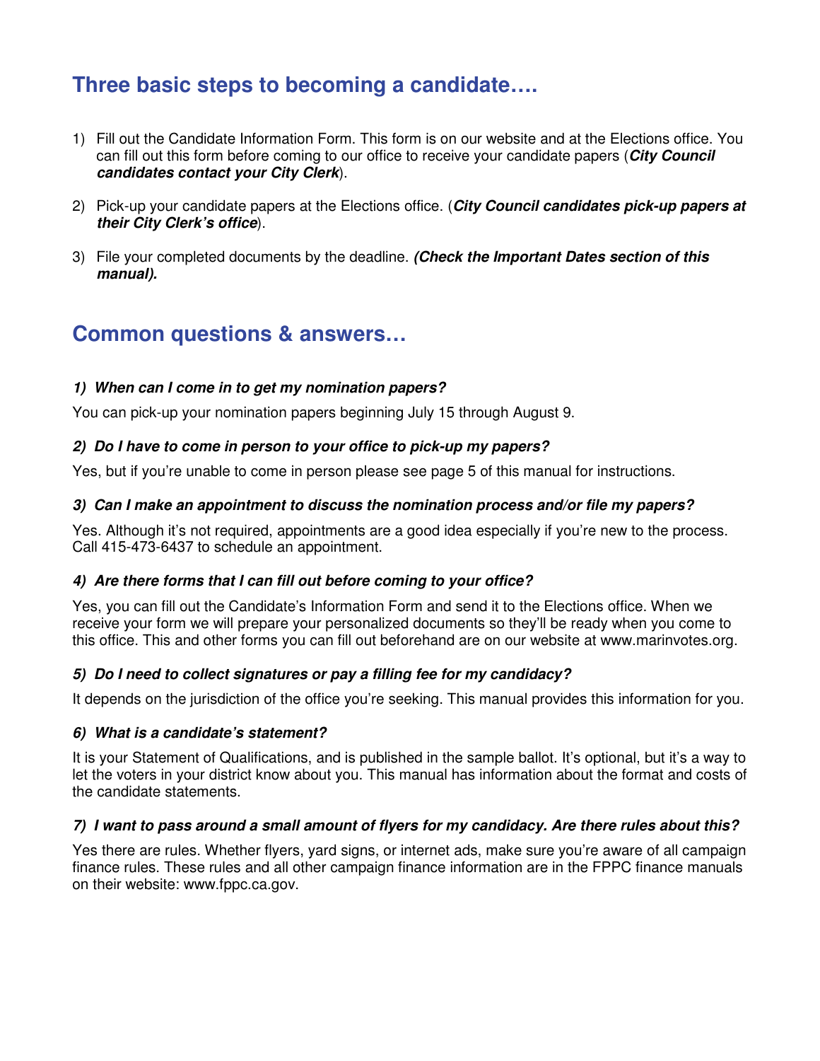## Three basic steps to becoming a candidate….

1) Fill out the Candidate Information Form. This form is on our website and at the Elections office. You can fill out this form before coming to our office to receive your candidate papers (***City Council candidates contact your City Clerk***).

2) Pick-up your candidate papers at the Elections office. (***City Council candidates pick-up papers at their City Clerk's office***).

3) File your completed documents by the deadline. ***(Check the Important Dates section of this manual).***

## Common questions & answers…

#### *1) When can I come in to get my nomination papers?*

You can pick-up your nomination papers beginning July 15 through August 9.

#### *2) Do I have to come in person to your office to pick-up my papers?*

Yes, but if you're unable to come in person please see page 5 of this manual for instructions.

#### *3) Can I make an appointment to discuss the nomination process and/or file my papers?*

Yes. Although it's not required, appointments are a good idea especially if you're new to the process. Call 415-473-6437 to schedule an appointment.

#### *4) Are there forms that I can fill out before coming to your office?*

Yes, you can fill out the Candidate's Information Form and send it to the Elections office. When we receive your form we will prepare your personalized documents so they'll be ready when you come to this office. This and other forms you can fill out beforehand are on our website at www.marinvotes.org.

#### *5) Do I need to collect signatures or pay a filling fee for my candidacy?*

It depends on the jurisdiction of the office you're seeking. This manual provides this information for you.

#### *6) What is a candidate's statement?*

It is your Statement of Qualifications, and is published in the sample ballot. It's optional, but it's a way to let the voters in your district know about you. This manual has information about the format and costs of the candidate statements.

#### *7) I want to pass around a small amount of flyers for my candidacy. Are there rules about this?*

Yes there are rules. Whether flyers, yard signs, or internet ads, make sure you're aware of all campaign finance rules. These rules and all other campaign finance information are in the FPPC finance manuals on their website: www.fppc.ca.gov.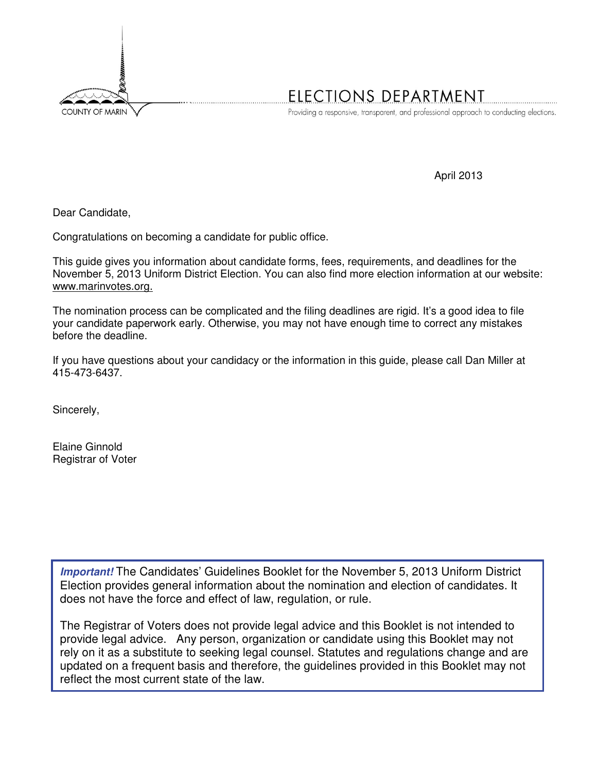COUNTY OF MARIN

# ELECTIONS DEPARTMENT

Providing a responsive, transparent, and professional approach to conducting elections.

April 2013

Dear Candidate,

Congratulations on becoming a candidate for public office.

This guide gives you information about candidate forms, fees, requirements, and deadlines for the November 5, 2013 Uniform District Election. You can also find more election information at our website: www.marinvotes.org.

The nomination process can be complicated and the filing deadlines are rigid. It's a good idea to file your candidate paperwork early. Otherwise, you may not have enough time to correct any mistakes before the deadline.

If you have questions about your candidacy or the information in this guide, please call Dan Miller at 415-473-6437.

Sincerely,

Elaine Ginnold
Registrar of Voter

***Important!*** The Candidates' Guidelines Booklet for the November 5, 2013 Uniform District Election provides general information about the nomination and election of candidates. It does not have the force and effect of law, regulation, or rule.

The Registrar of Voters does not provide legal advice and this Booklet is not intended to provide legal advice. Any person, organization or candidate using this Booklet may not rely on it as a substitute to seeking legal counsel. Statutes and regulations change and are updated on a frequent basis and therefore, the guidelines provided in this Booklet may not reflect the most current state of the law.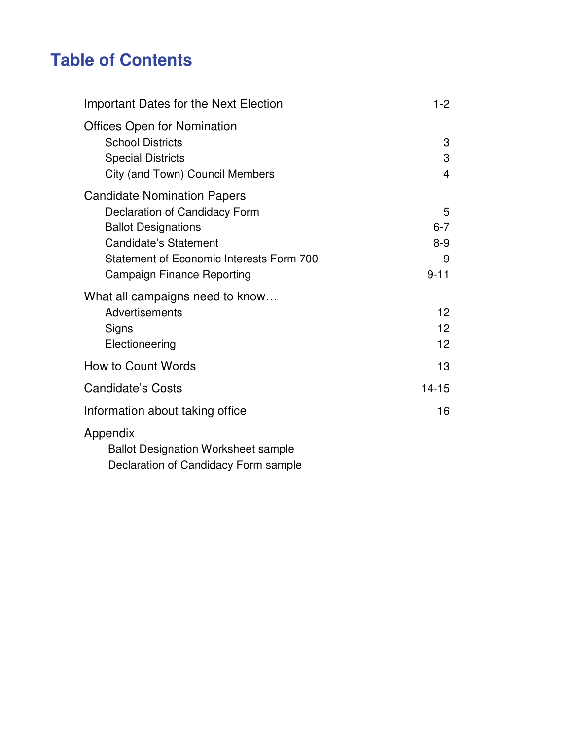# Table of Contents

| | |
|---|---|
| Important Dates for the Next Election | 1-2 |
| **Offices Open for Nomination** | |
| School Districts | 3 |
| Special Districts | 3 |
| City (and Town) Council Members | 4 |
| **Candidate Nomination Papers** | |
| Declaration of Candidacy Form | 5 |
| Ballot Designations | 6-7 |
| Candidate's Statement | 8-9 |
| Statement of Economic Interests Form 700 | 9 |
| Campaign Finance Reporting | 9-11 |
| **What all campaigns need to know…** | |
| Advertisements | 12 |
| Signs | 12 |
| Electioneering | 12 |
| How to Count Words | 13 |
| Candidate's Costs | 14-15 |
| Information about taking office | 16 |
| **Appendix** | |
| Ballot Designation Worksheet sample | |
| Declaration of Candidacy Form sample | |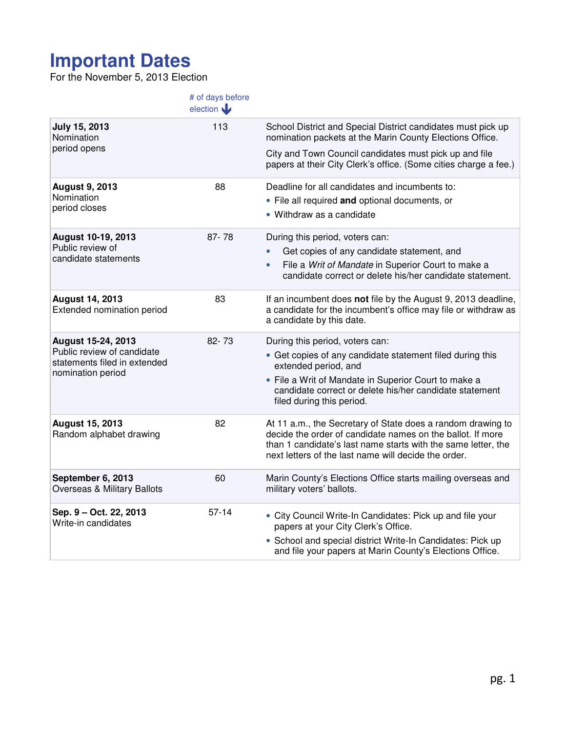# Important Dates

For the November 5, 2013 Election

| | # of days before election | |
|---|---|---|
| **July 15, 2013**<br>Nomination period opens | 113 | School District and Special District candidates must pick up nomination packets at the Marin County Elections Office.<br><br>City and Town Council candidates must pick up and file papers at their City Clerk's office. (Some cities charge a fee.) |
| **August 9, 2013**<br>Nomination period closes | 88 | Deadline for all candidates and incumbents to:<br>• File all required **and** optional documents, or<br>• Withdraw as a candidate |
| **August 10-19, 2013**<br>Public review of candidate statements | 87- 78 | During this period, voters can:<br>• Get copies of any candidate statement, and<br>• File a *Writ of Mandate* in Superior Court to make a candidate correct or delete his/her candidate statement. |
| **August 14, 2013**<br>Extended nomination period | 83 | If an incumbent does **not** file by the August 9, 2013 deadline, a candidate for the incumbent's office may file or withdraw as a candidate by this date. |
| **August 15-24, 2013**<br>Public review of candidate statements filed in extended nomination period | 82- 73 | During this period, voters can:<br>• Get copies of any candidate statement filed during this extended period, and<br>• File a Writ of Mandate in Superior Court to make a candidate correct or delete his/her candidate statement filed during this period. |
| **August 15, 2013**<br>Random alphabet drawing | 82 | At 11 a.m., the Secretary of State does a random drawing to decide the order of candidate names on the ballot. If more than 1 candidate's last name starts with the same letter, the next letters of the last name will decide the order. |
| **September 6, 2013**<br>Overseas & Military Ballots | 60 | Marin County's Elections Office starts mailing overseas and military voters' ballots. |
| **Sep. 9 – Oct. 22, 2013**<br>Write-in candidates | 57-14 | • City Council Write-In Candidates: Pick up and file your papers at your City Clerk's Office.<br>• School and special district Write-In Candidates: Pick up and file your papers at Marin County's Elections Office. |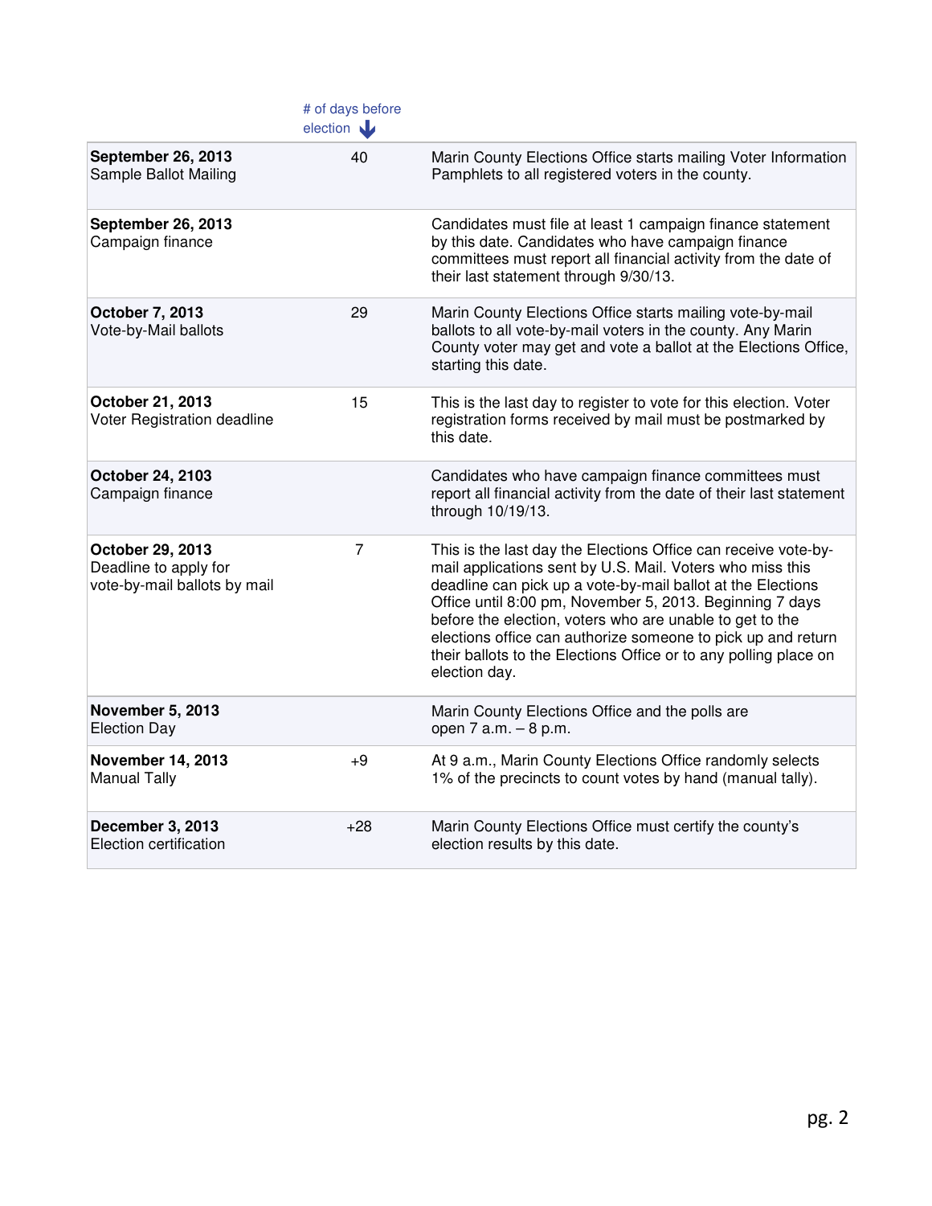| | # of days before election | |
|---|---|---|
| **September 26, 2013** Sample Ballot Mailing | 40 | Marin County Elections Office starts mailing Voter Information Pamphlets to all registered voters in the county. |
| **September 26, 2013** Campaign finance | | Candidates must file at least 1 campaign finance statement by this date. Candidates who have campaign finance committees must report all financial activity from the date of their last statement through 9/30/13. |
| **October 7, 2013** Vote-by-Mail ballots | 29 | Marin County Elections Office starts mailing vote-by-mail ballots to all vote-by-mail voters in the county. Any Marin County voter may get and vote a ballot at the Elections Office, starting this date. |
| **October 21, 2013** Voter Registration deadline | 15 | This is the last day to register to vote for this election. Voter registration forms received by mail must be postmarked by this date. |
| **October 24, 2103** Campaign finance | | Candidates who have campaign finance committees must report all financial activity from the date of their last statement through 10/19/13. |
| **October 29, 2013** Deadline to apply for vote-by-mail ballots by mail | 7 | This is the last day the Elections Office can receive vote-by-mail applications sent by U.S. Mail. Voters who miss this deadline can pick up a vote-by-mail ballot at the Elections Office until 8:00 pm, November 5, 2013. Beginning 7 days before the election, voters who are unable to get to the elections office can authorize someone to pick up and return their ballots to the Elections Office or to any polling place on election day. |
| **November 5, 2013** Election Day | | Marin County Elections Office and the polls are open 7 a.m. – 8 p.m. |
| **November 14, 2013** Manual Tally | +9 | At 9 a.m., Marin County Elections Office randomly selects 1% of the precincts to count votes by hand (manual tally). |
| **December 3, 2013** Election certification | +28 | Marin County Elections Office must certify the county's election results by this date. |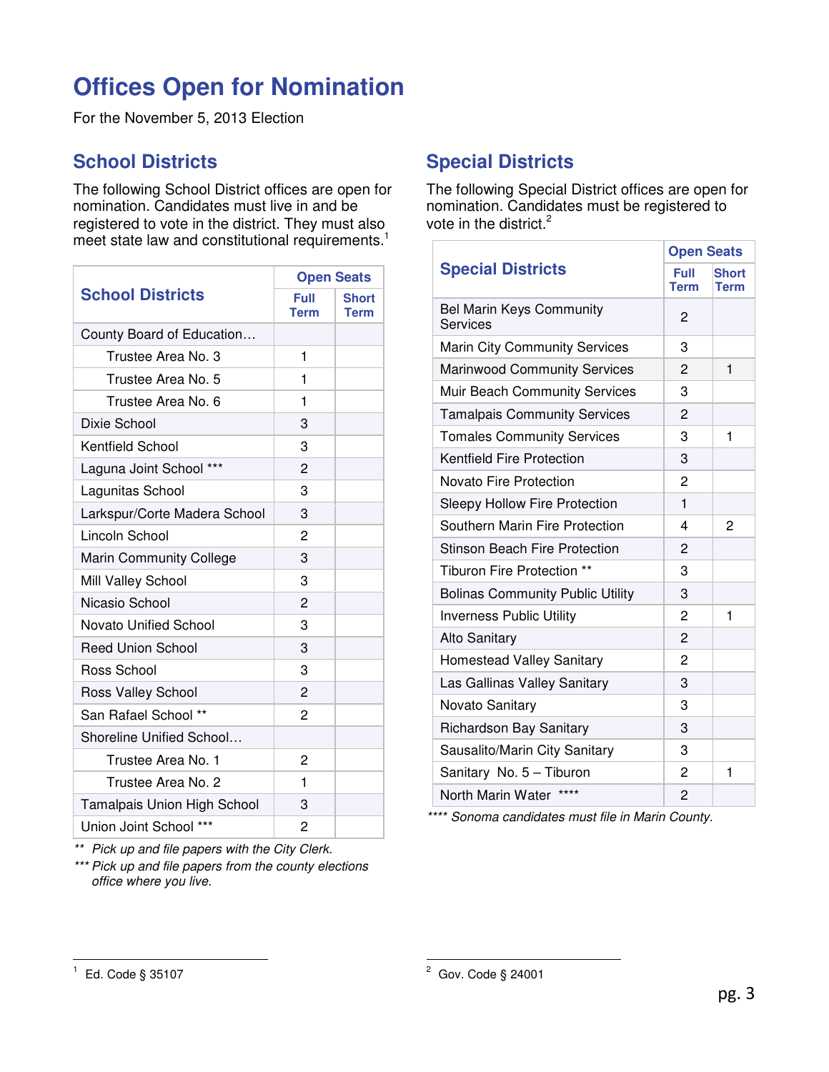# Offices Open for Nomination

For the November 5, 2013 Election

## School Districts

The following School District offices are open for nomination. Candidates must live in and be registered to vote in the district. They must also meet state law and constitutional requirements.[1]

| School Districts | Open Seats | |
|---|---|---|
| | Full Term | Short Term |
| County Board of Education… | | |
| Trustee Area No. 3 | 1 | |
| Trustee Area No. 5 | 1 | |
| Trustee Area No. 6 | 1 | |
| Dixie School | 3 | |
| Kentfield School | 3 | |
| Laguna Joint School *** | 2 | |
| Lagunitas School | 3 | |
| Larkspur/Corte Madera School | 3 | |
| Lincoln School | 2 | |
| Marin Community College | 3 | |
| Mill Valley School | 3 | |
| Nicasio School | 2 | |
| Novato Unified School | 3 | |
| Reed Union School | 3 | |
| Ross School | 3 | |
| Ross Valley School | 2 | |
| San Rafael School ** | 2 | |
| Shoreline Unified School… | | |
| Trustee Area No. 1 | 2 | |
| Trustee Area No. 2 | 1 | |
| Tamalpais Union High School | 3 | |
| Union Joint School *** | 2 | |

*\*\* Pick up and file papers with the City Clerk.*

*\*\*\* Pick up and file papers from the county elections office where you live.*

## Special Districts

The following Special District offices are open for nomination. Candidates must be registered to vote in the district.[2]

| Special Districts | Open Seats | |
|---|---|---|
| | Full Term | Short Term |
| Bel Marin Keys Community Services | 2 | |
| Marin City Community Services | 3 | |
| Marinwood Community Services | 2 | 1 |
| Muir Beach Community Services | 3 | |
| Tamalpais Community Services | 2 | |
| Tomales Community Services | 3 | 1 |
| Kentfield Fire Protection | 3 | |
| Novato Fire Protection | 2 | |
| Sleepy Hollow Fire Protection | 1 | |
| Southern Marin Fire Protection | 4 | 2 |
| Stinson Beach Fire Protection | 2 | |
| Tiburon Fire Protection ** | 3 | |
| Bolinas Community Public Utility | 3 | |
| Inverness Public Utility | 2 | 1 |
| Alto Sanitary | 2 | |
| Homestead Valley Sanitary | 2 | |
| Las Gallinas Valley Sanitary | 3 | |
| Novato Sanitary | 3 | |
| Richardson Bay Sanitary | 3 | |
| Sausalito/Marin City Sanitary | 3 | |
| Sanitary No. 5 – Tiburon | 2 | 1 |
| North Marin Water **** | 2 | |

*\*\*\*\* Sonoma candidates must file in Marin County.*

---

[1] Ed. Code § 35107

[2] Gov. Code § 24001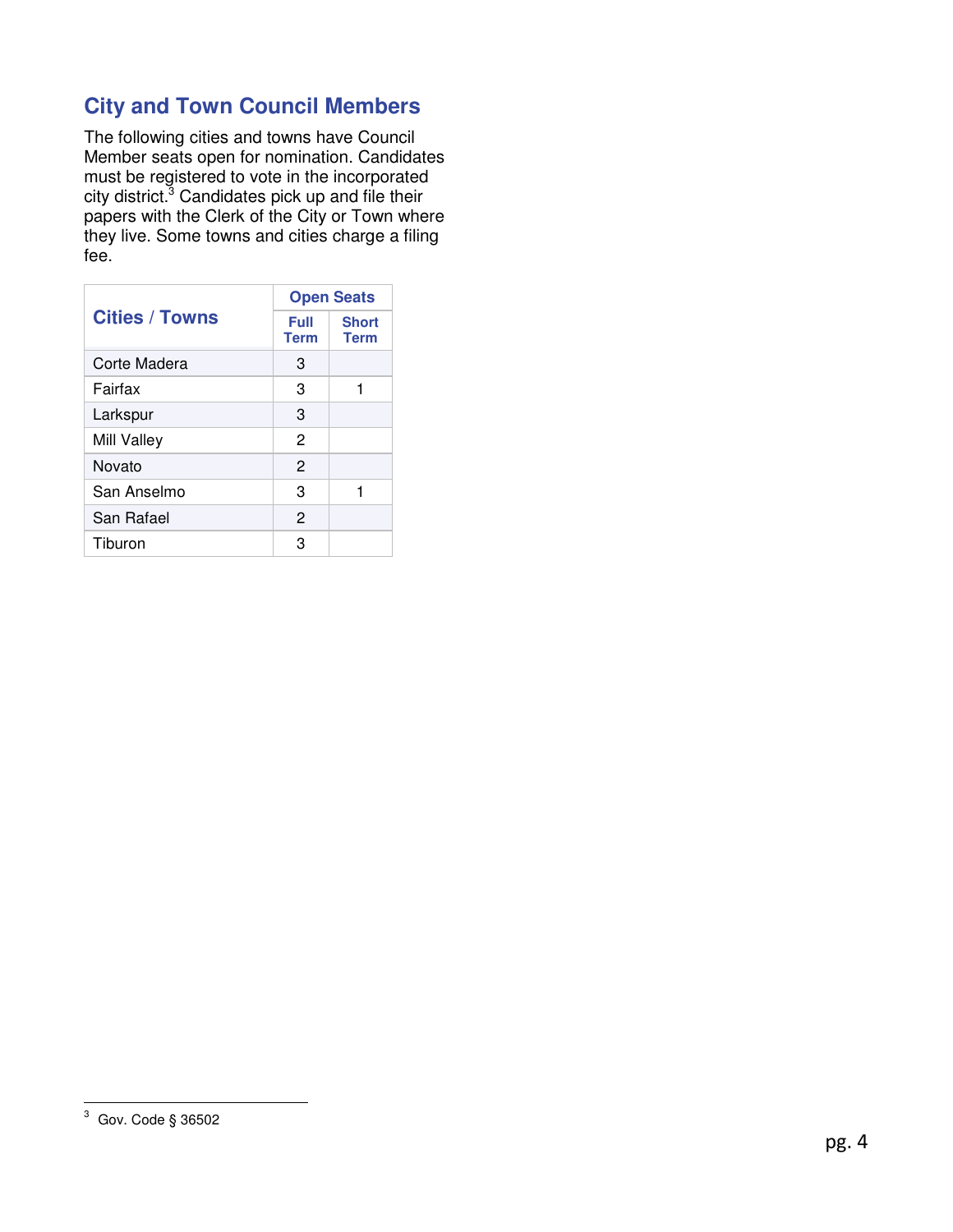## City and Town Council Members

The following cities and towns have Council Member seats open for nomination. Candidates must be registered to vote in the incorporated city district.[3] Candidates pick up and file their papers with the Clerk of the City or Town where they live. Some towns and cities charge a filing fee.

| Cities / Towns | Open Seats | |
|---|---|---|
| | Full Term | Short Term |
| Corte Madera | 3 | |
| Fairfax | 3 | 1 |
| Larkspur | 3 | |
| Mill Valley | 2 | |
| Novato | 2 | |
| San Anselmo | 3 | 1 |
| San Rafael | 2 | |
| Tiburon | 3 | |

[3] Gov. Code § 36502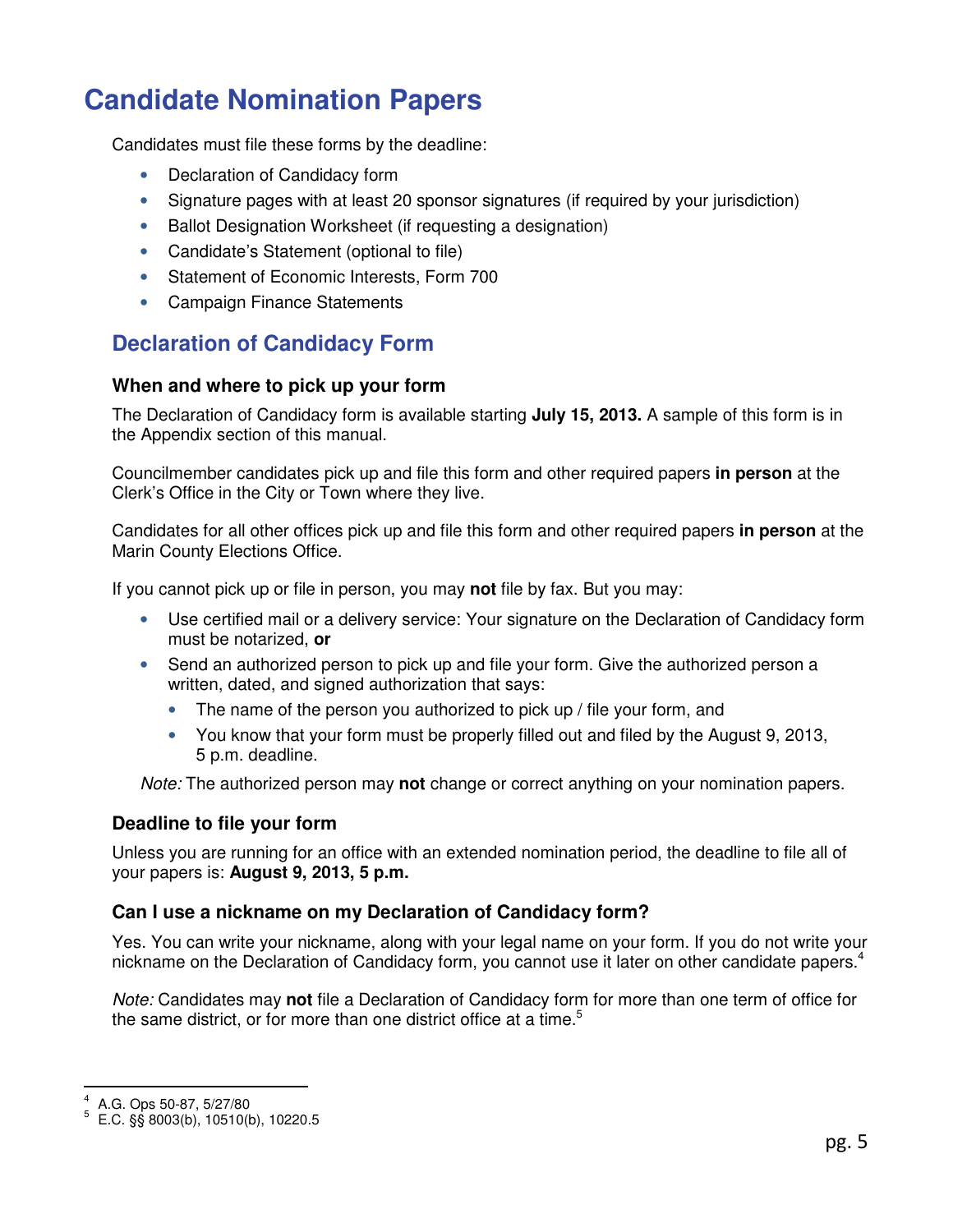# Candidate Nomination Papers

Candidates must file these forms by the deadline:

- Declaration of Candidacy form
- Signature pages with at least 20 sponsor signatures (if required by your jurisdiction)
- Ballot Designation Worksheet (if requesting a designation)
- Candidate's Statement (optional to file)
- Statement of Economic Interests, Form 700
- Campaign Finance Statements

## Declaration of Candidacy Form

### When and where to pick up your form

The Declaration of Candidacy form is available starting **July 15, 2013.** A sample of this form is in the Appendix section of this manual.

Councilmember candidates pick up and file this form and other required papers **in person** at the Clerk's Office in the City or Town where they live.

Candidates for all other offices pick up and file this form and other required papers **in person** at the Marin County Elections Office.

If you cannot pick up or file in person, you may **not** file by fax. But you may:

- Use certified mail or a delivery service: Your signature on the Declaration of Candidacy form must be notarized, **or**
- Send an authorized person to pick up and file your form. Give the authorized person a written, dated, and signed authorization that says:
  - The name of the person you authorized to pick up / file your form, and
  - You know that your form must be properly filled out and filed by the August 9, 2013, 5 p.m. deadline.

*Note:* The authorized person may **not** change or correct anything on your nomination papers.

### Deadline to file your form

Unless you are running for an office with an extended nomination period, the deadline to file all of your papers is: **August 9, 2013, 5 p.m.**

### Can I use a nickname on my Declaration of Candidacy form?

Yes. You can write your nickname, along with your legal name on your form. If you do not write your nickname on the Declaration of Candidacy form, you cannot use it later on other candidate papers.[4]

*Note:* Candidates may **not** file a Declaration of Candidacy form for more than one term of office for the same district, or for more than one district office at a time.[5]

---

[4] A.G. Ops 50-87, 5/27/80

[5] E.C. §§ 8003(b), 10510(b), 10220.5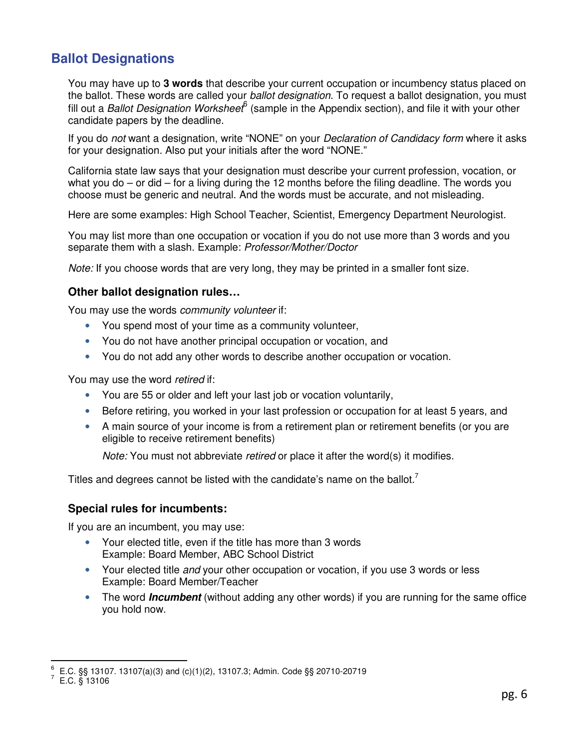## Ballot Designations

You may have up to **3 words** that describe your current occupation or incumbency status placed on the ballot. These words are called your *ballot designation*. To request a ballot designation, you must fill out a *Ballot Designation Worksheet*[6] (sample in the Appendix section), and file it with your other candidate papers by the deadline.

If you do *not* want a designation, write "NONE" on your *Declaration of Candidacy form* where it asks for your designation. Also put your initials after the word "NONE."

California state law says that your designation must describe your current profession, vocation, or what you do – or did – for a living during the 12 months before the filing deadline. The words you choose must be generic and neutral. And the words must be accurate, and not misleading.

Here are some examples: High School Teacher, Scientist, Emergency Department Neurologist.

You may list more than one occupation or vocation if you do not use more than 3 words and you separate them with a slash. Example: *Professor/Mother/Doctor*

*Note:* If you choose words that are very long, they may be printed in a smaller font size.

### Other ballot designation rules…

You may use the words *community volunteer* if:

- You spend most of your time as a community volunteer,
- You do not have another principal occupation or vocation, and
- You do not add any other words to describe another occupation or vocation.

You may use the word *retired* if:

- You are 55 or older and left your last job or vocation voluntarily,
- Before retiring, you worked in your last profession or occupation for at least 5 years, and
- A main source of your income is from a retirement plan or retirement benefits (or you are eligible to receive retirement benefits)

  *Note:* You must not abbreviate *retired* or place it after the word(s) it modifies.

Titles and degrees cannot be listed with the candidate's name on the ballot.[7]

### Special rules for incumbents:

If you are an incumbent, you may use:

- Your elected title, even if the title has more than 3 words
  Example: Board Member, ABC School District
- Your elected title *and* your other occupation or vocation, if you use 3 words or less
  Example: Board Member/Teacher
- The word ***Incumbent*** (without adding any other words) if you are running for the same office you hold now.

---

[6] E.C. §§ 13107. 13107(a)(3) and (c)(1)(2), 13107.3; Admin. Code §§ 20710-20719
[7] E.C. § 13106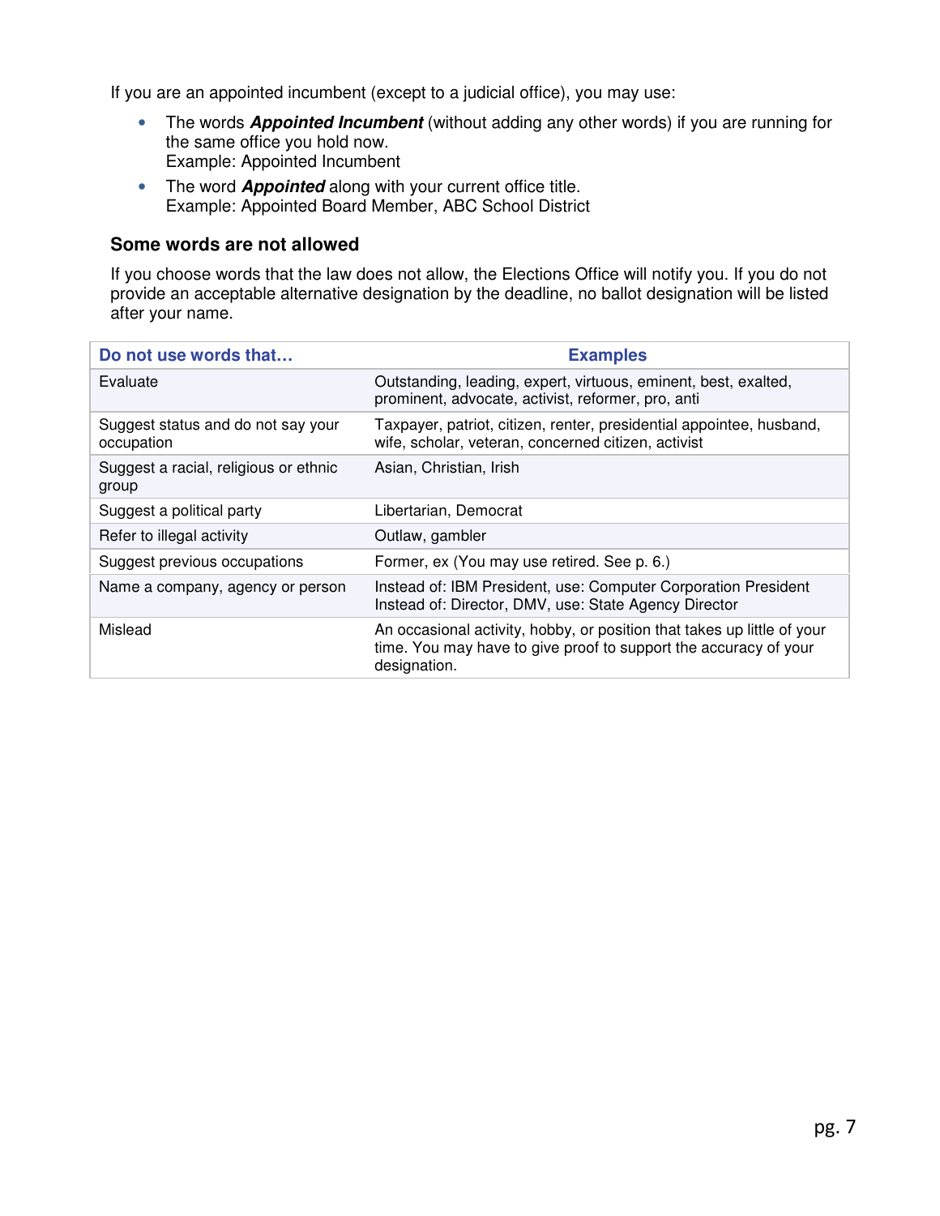If you are an appointed incumbent (except to a judicial office), you may use:

- The words ***Appointed Incumbent*** (without adding any other words) if you are running for the same office you hold now.
  Example: Appointed Incumbent
- The word ***Appointed*** along with your current office title.
  Example: Appointed Board Member, ABC School District

### Some words are not allowed

If you choose words that the law does not allow, the Elections Office will notify you. If you do not provide an acceptable alternative designation by the deadline, no ballot designation will be listed after your name.

| Do not use words that… | Examples |
| --- | --- |
| Evaluate | Outstanding, leading, expert, virtuous, eminent, best, exalted, prominent, advocate, activist, reformer, pro, anti |
| Suggest status and do not say your occupation | Taxpayer, patriot, citizen, renter, presidential appointee, husband, wife, scholar, veteran, concerned citizen, activist |
| Suggest a racial, religious or ethnic group | Asian, Christian, Irish |
| Suggest a political party | Libertarian, Democrat |
| Refer to illegal activity | Outlaw, gambler |
| Suggest previous occupations | Former, ex (You may use retired. See p. 6.) |
| Name a company, agency or person | Instead of: IBM President, use: Computer Corporation President<br>Instead of: Director, DMV, use: State Agency Director |
| Mislead | An occasional activity, hobby, or position that takes up little of your time. You may have to give proof to support the accuracy of your designation. |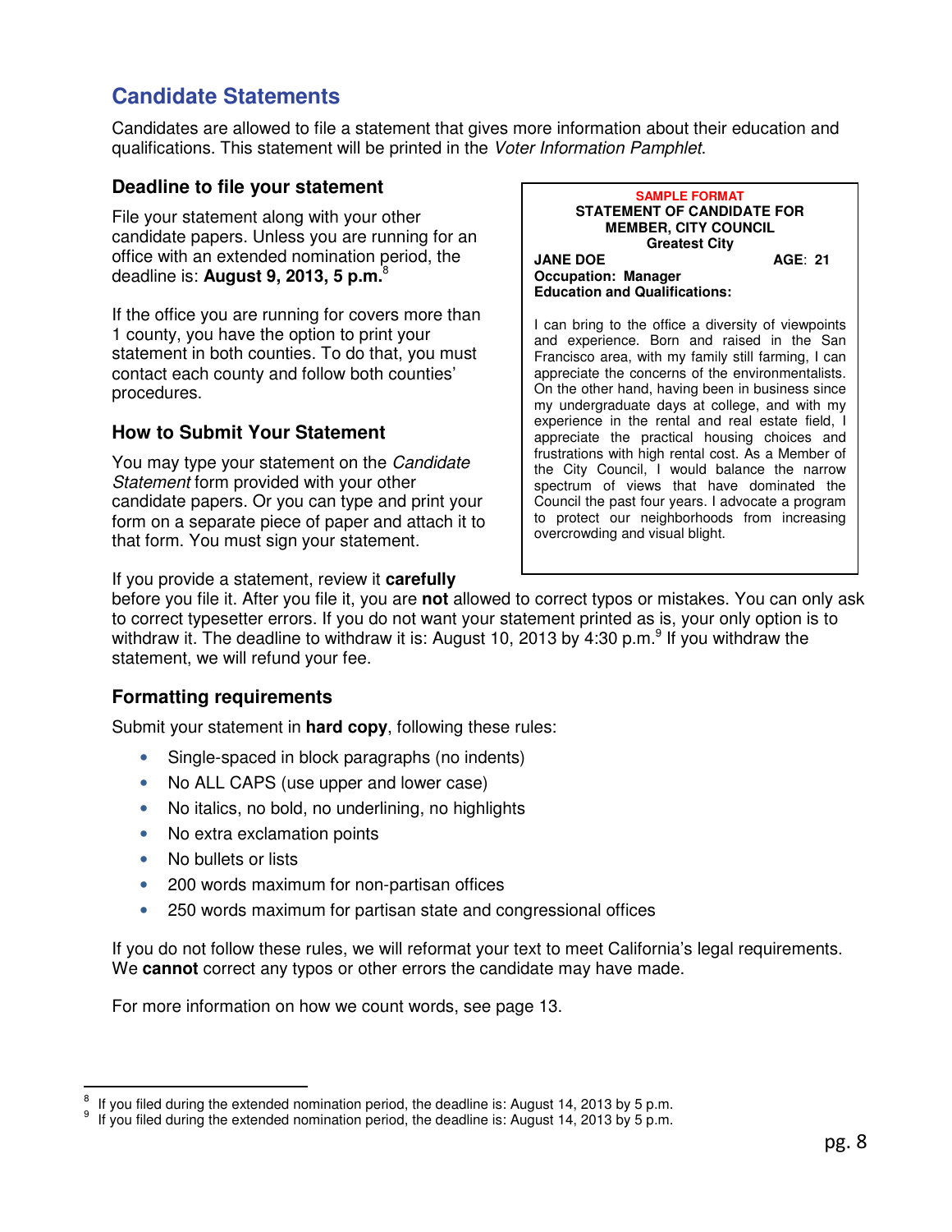## Candidate Statements

Candidates are allowed to file a statement that gives more information about their education and qualifications. This statement will be printed in the *Voter Information Pamphlet*.

### Deadline to file your statement

File your statement along with your other candidate papers. Unless you are running for an office with an extended nomination period, the deadline is: **August 9, 2013, 5 p.m.**[8]

If the office you are running for covers more than 1 county, you have the option to print your statement in both counties. To do that, you must contact each county and follow both counties' procedures.

### How to Submit Your Statement

You may type your statement on the *Candidate Statement* form provided with your other candidate papers. Or you can type and print your form on a separate piece of paper and attach it to that form. You must sign your statement.

> **SAMPLE FORMAT**
> **STATEMENT OF CANDIDATE FOR MEMBER, CITY COUNCIL**
> **Greatest City**
> **JANE DOE** **AGE: 21**
> **Occupation: Manager**
> **Education and Qualifications:**
>
> I can bring to the office a diversity of viewpoints and experience. Born and raised in the San Francisco area, with my family still farming, I can appreciate the concerns of the environmentalists. On the other hand, having been in business since my undergraduate days at college, and with my experience in the rental and real estate field, I appreciate the practical housing choices and frustrations with high rental cost. As a Member of the City Council, I would balance the narrow spectrum of views that have dominated the Council the past four years. I advocate a program to protect our neighborhoods from increasing overcrowding and visual blight.

If you provide a statement, review it **carefully** before you file it. After you file it, you are **not** allowed to correct typos or mistakes. You can only ask to correct typesetter errors. If you do not want your statement printed as is, your only option is to withdraw it. The deadline to withdraw it is: August 10, 2013 by 4:30 p.m.[9] If you withdraw the statement, we will refund your fee.

### Formatting requirements

Submit your statement in **hard copy**, following these rules:

- Single-spaced in block paragraphs (no indents)
- No ALL CAPS (use upper and lower case)
- No italics, no bold, no underlining, no highlights
- No extra exclamation points
- No bullets or lists
- 200 words maximum for non-partisan offices
- 250 words maximum for partisan state and congressional offices

If you do not follow these rules, we will reformat your text to meet California's legal requirements. We **cannot** correct any typos or other errors the candidate may have made.

For more information on how we count words, see page 13.

---

[8] If you filed during the extended nomination period, the deadline is: August 14, 2013 by 5 p.m.

[9] If you filed during the extended nomination period, the deadline is: August 14, 2013 by 5 p.m.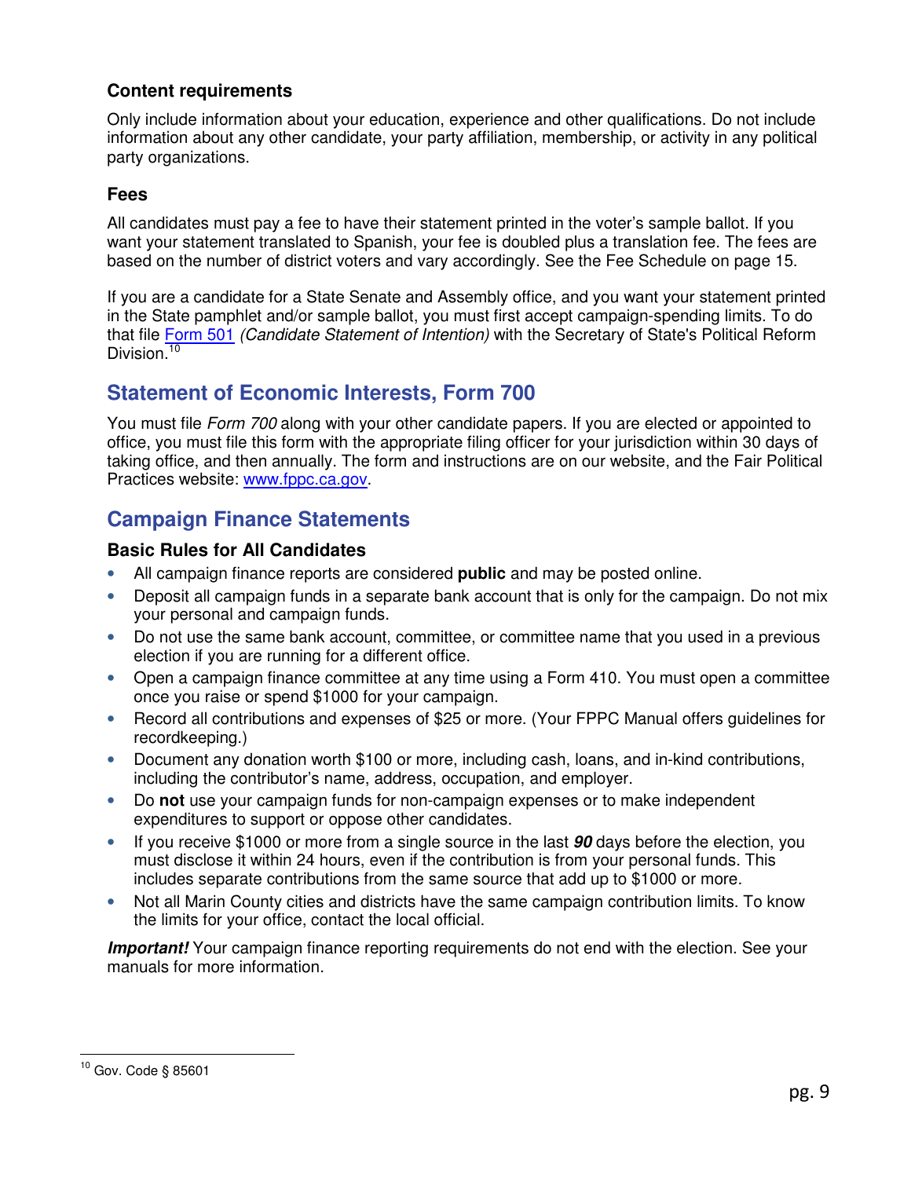### Content requirements

Only include information about your education, experience and other qualifications. Do not include information about any other candidate, your party affiliation, membership, or activity in any political party organizations.

### Fees

All candidates must pay a fee to have their statement printed in the voter's sample ballot. If you want your statement translated to Spanish, your fee is doubled plus a translation fee. The fees are based on the number of district voters and vary accordingly. See the Fee Schedule on page 15.

If you are a candidate for a State Senate and Assembly office, and you want your statement printed in the State pamphlet and/or sample ballot, you must first accept campaign-spending limits. To do that file Form 501 *(Candidate Statement of Intention)* with the Secretary of State's Political Reform Division.[10]

## Statement of Economic Interests, Form 700

You must file *Form 700* along with your other candidate papers. If you are elected or appointed to office, you must file this form with the appropriate filing officer for your jurisdiction within 30 days of taking office, and then annually. The form and instructions are on our website, and the Fair Political Practices website: www.fppc.ca.gov.

## Campaign Finance Statements

### Basic Rules for All Candidates

- All campaign finance reports are considered **public** and may be posted online.
- Deposit all campaign funds in a separate bank account that is only for the campaign. Do not mix your personal and campaign funds.
- Do not use the same bank account, committee, or committee name that you used in a previous election if you are running for a different office.
- Open a campaign finance committee at any time using a Form 410. You must open a committee once you raise or spend $1000 for your campaign.
- Record all contributions and expenses of $25 or more. (Your FPPC Manual offers guidelines for recordkeeping.)
- Document any donation worth $100 or more, including cash, loans, and in-kind contributions, including the contributor's name, address, occupation, and employer.
- Do **not** use your campaign funds for non-campaign expenses or to make independent expenditures to support or oppose other candidates.
- If you receive $1000 or more from a single source in the last ***90*** days before the election, you must disclose it within 24 hours, even if the contribution is from your personal funds. This includes separate contributions from the same source that add up to $1000 or more.
- Not all Marin County cities and districts have the same campaign contribution limits. To know the limits for your office, contact the local official.

***Important!*** Your campaign finance reporting requirements do not end with the election. See your manuals for more information.

---

[10] Gov. Code § 85601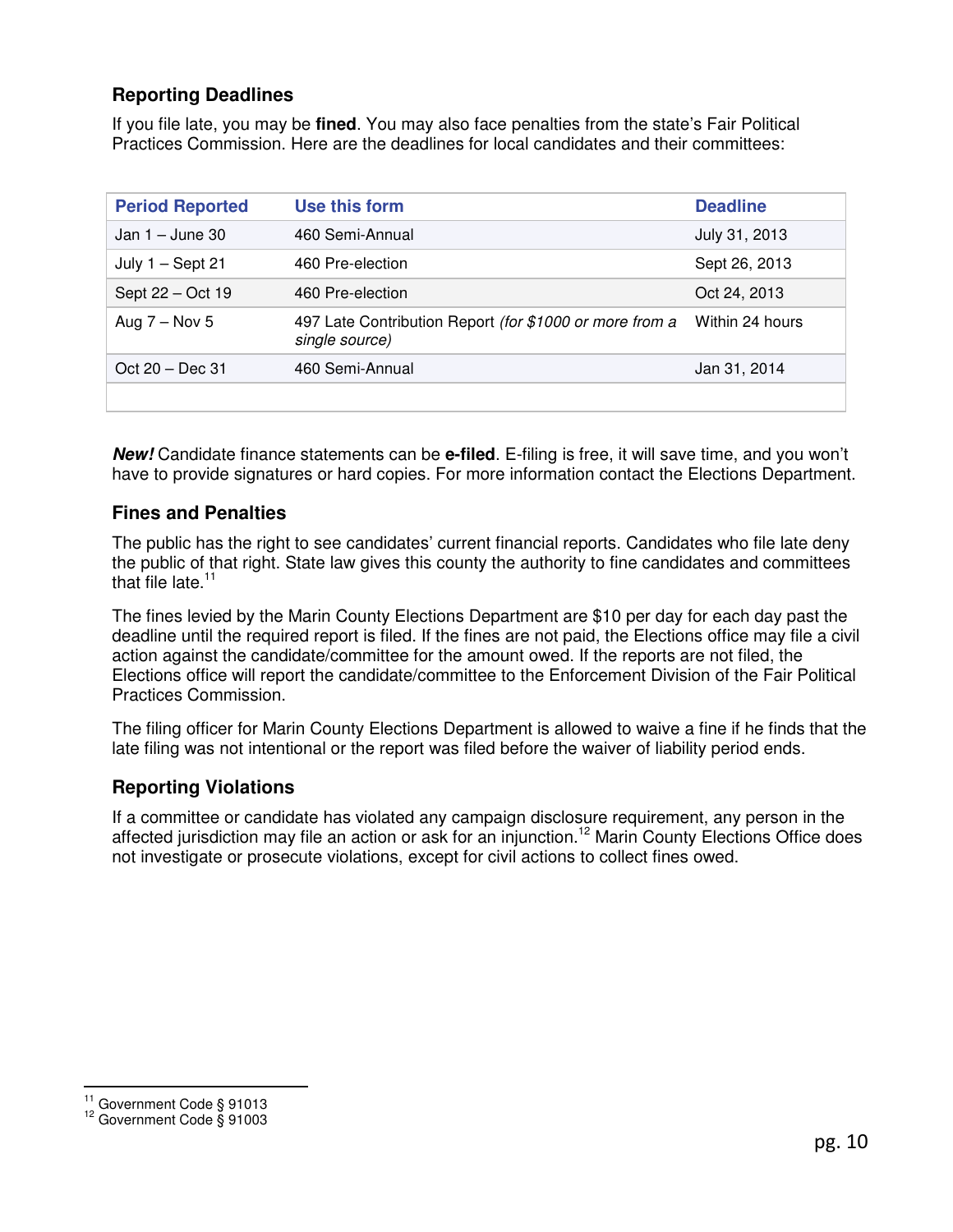### Reporting Deadlines

If you file late, you may be **fined**. You may also face penalties from the state's Fair Political Practices Commission. Here are the deadlines for local candidates and their committees:

| Period Reported | Use this form | Deadline |
|---|---|---|
| Jan 1 – June 30 | 460 Semi-Annual | July 31, 2013 |
| July 1 – Sept 21 | 460 Pre-election | Sept 26, 2013 |
| Sept 22 – Oct 19 | 460 Pre-election | Oct 24, 2013 |
| Aug 7 – Nov 5 | 497 Late Contribution Report *(for $1000 or more from a single source)* | Within 24 hours |
| Oct 20 – Dec 31 | 460 Semi-Annual | Jan 31, 2014 |
| | | |

***New!*** Candidate finance statements can be **e-filed**. E-filing is free, it will save time, and you won't have to provide signatures or hard copies. For more information contact the Elections Department.

### Fines and Penalties

The public has the right to see candidates' current financial reports. Candidates who file late deny the public of that right. State law gives this county the authority to fine candidates and committees that file late.[11]

The fines levied by the Marin County Elections Department are $10 per day for each day past the deadline until the required report is filed. If the fines are not paid, the Elections office may file a civil action against the candidate/committee for the amount owed. If the reports are not filed, the Elections office will report the candidate/committee to the Enforcement Division of the Fair Political Practices Commission.

The filing officer for Marin County Elections Department is allowed to waive a fine if he finds that the late filing was not intentional or the report was filed before the waiver of liability period ends.

### Reporting Violations

If a committee or candidate has violated any campaign disclosure requirement, any person in the affected jurisdiction may file an action or ask for an injunction.[12] Marin County Elections Office does not investigate or prosecute violations, except for civil actions to collect fines owed.

[11] Government Code § 91013
[12] Government Code § 91003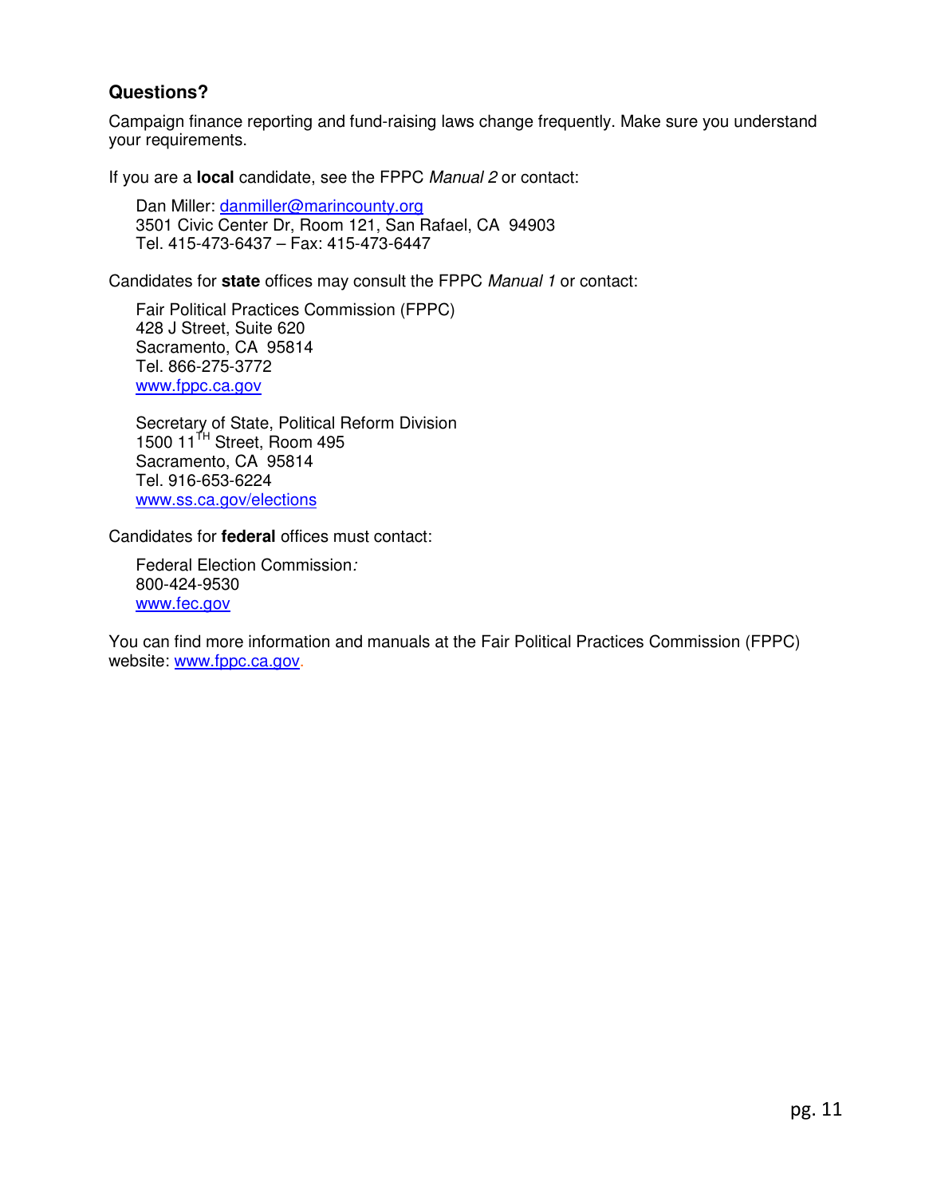### Questions?

Campaign finance reporting and fund-raising laws change frequently. Make sure you understand your requirements.

If you are a **local** candidate, see the FPPC *Manual 2* or contact:

Dan Miller: danmiller@marincounty.org
3501 Civic Center Dr, Room 121, San Rafael, CA 94903
Tel. 415-473-6437 – Fax: 415-473-6447

Candidates for **state** offices may consult the FPPC *Manual 1* or contact:

Fair Political Practices Commission (FPPC)
428 J Street, Suite 620
Sacramento, CA 95814
Tel. 866-275-3772
www.fppc.ca.gov

Secretary of State, Political Reform Division
1500 11TH Street, Room 495
Sacramento, CA 95814
Tel. 916-653-6224
www.ss.ca.gov/elections

Candidates for **federal** offices must contact:

Federal Election Commission*:*
800-424-9530
www.fec.gov

You can find more information and manuals at the Fair Political Practices Commission (FPPC) website: www.fppc.ca.gov.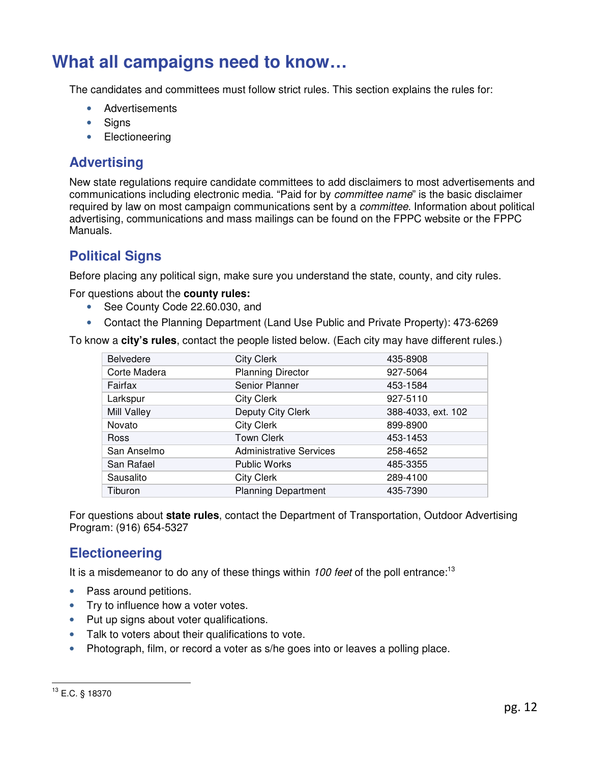# What all campaigns need to know…

The candidates and committees must follow strict rules. This section explains the rules for:

- Advertisements
- Signs
- Electioneering

## Advertising

New state regulations require candidate committees to add disclaimers to most advertisements and communications including electronic media. "Paid for by *committee name*" is the basic disclaimer required by law on most campaign communications sent by a *committee*. Information about political advertising, communications and mass mailings can be found on the FPPC website or the FPPC Manuals.

## Political Signs

Before placing any political sign, make sure you understand the state, county, and city rules.

For questions about the **county rules:**

- See County Code 22.60.030, and
- Contact the Planning Department (Land Use Public and Private Property): 473-6269

To know a **city's rules**, contact the people listed below. (Each city may have different rules.)

| | | |
|---|---|---|
| Belvedere | City Clerk | 435-8908 |
| Corte Madera | Planning Director | 927-5064 |
| Fairfax | Senior Planner | 453-1584 |
| Larkspur | City Clerk | 927-5110 |
| Mill Valley | Deputy City Clerk | 388-4033, ext. 102 |
| Novato | City Clerk | 899-8900 |
| Ross | Town Clerk | 453-1453 |
| San Anselmo | Administrative Services | 258-4652 |
| San Rafael | Public Works | 485-3355 |
| Sausalito | City Clerk | 289-4100 |
| Tiburon | Planning Department | 435-7390 |

For questions about **state rules**, contact the Department of Transportation, Outdoor Advertising Program: (916) 654-5327

## Electioneering

It is a misdemeanor to do any of these things within *100 feet* of the poll entrance:[13]

- Pass around petitions.
- Try to influence how a voter votes.
- Put up signs about voter qualifications.
- Talk to voters about their qualifications to vote.
- Photograph, film, or record a voter as s/he goes into or leaves a polling place.

[13] E.C. § 18370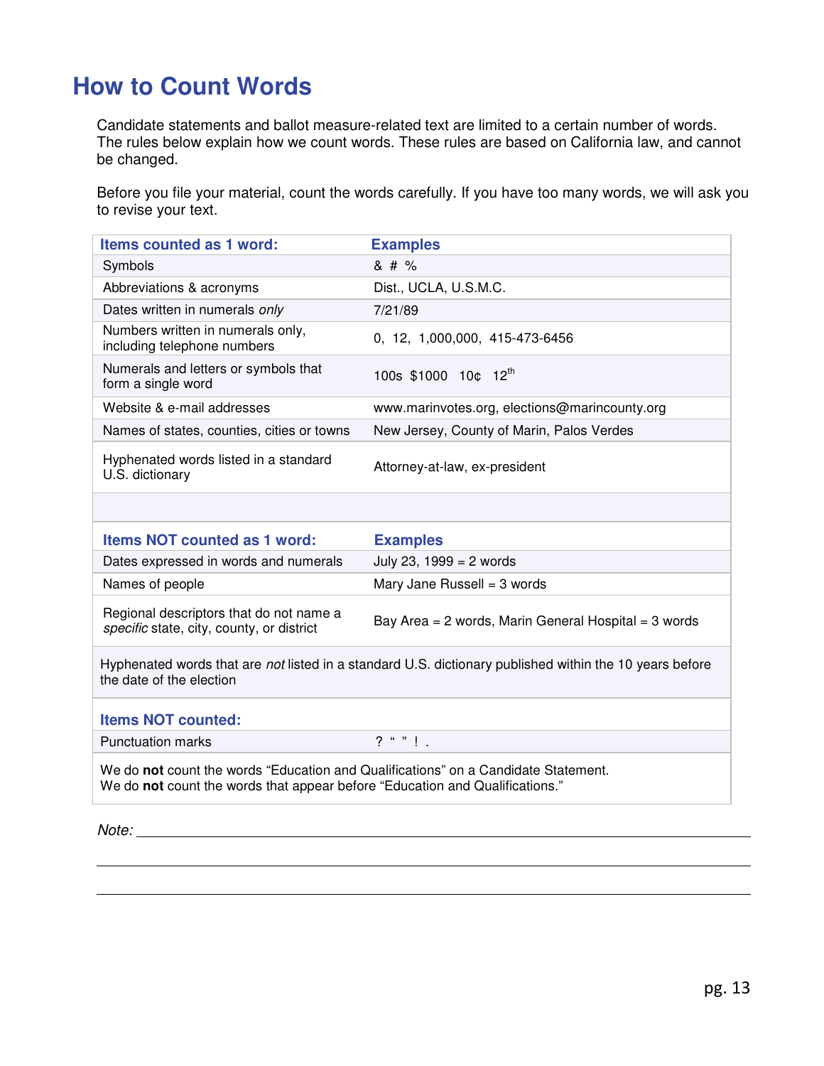# How to Count Words

Candidate statements and ballot measure-related text are limited to a certain number of words. The rules below explain how we count words. These rules are based on California law, and cannot be changed.

Before you file your material, count the words carefully. If you have too many words, we will ask you to revise your text.

| Items counted as 1 word: | Examples |
|---|---|
| Symbols | & # % |
| Abbreviations & acronyms | Dist., UCLA, U.S.M.C. |
| Dates written in numerals *only* | 7/21/89 |
| Numbers written in numerals only, including telephone numbers | 0, 12, 1,000,000, 415-473-6456 |
| Numerals and letters or symbols that form a single word | 100s $1000 10¢ 12th |
| Website & e-mail addresses | www.marinvotes.org, elections@marincounty.org |
| Names of states, counties, cities or towns | New Jersey, County of Marin, Palos Verdes |
| Hyphenated words listed in a standard U.S. dictionary | Attorney-at-law, ex-president |
| | |
| **Items NOT counted as 1 word:** | **Examples** |
| Dates expressed in words and numerals | July 23, 1999 = 2 words |
| Names of people | Mary Jane Russell = 3 words |
| Regional descriptors that do not name a *specific* state, city, county, or district | Bay Area = 2 words, Marin General Hospital = 3 words |
| Hyphenated words that are *not* listed in a standard U.S. dictionary published within the 10 years before the date of the election | |
| **Items NOT counted:** | |
| Punctuation marks | ? " " ! . |
| We do **not** count the words "Education and Qualifications" on a Candidate Statement. We do **not** count the words that appear before "Education and Qualifications." | |

*Note:* ______________________________________________________________

______________________________________________________________

______________________________________________________________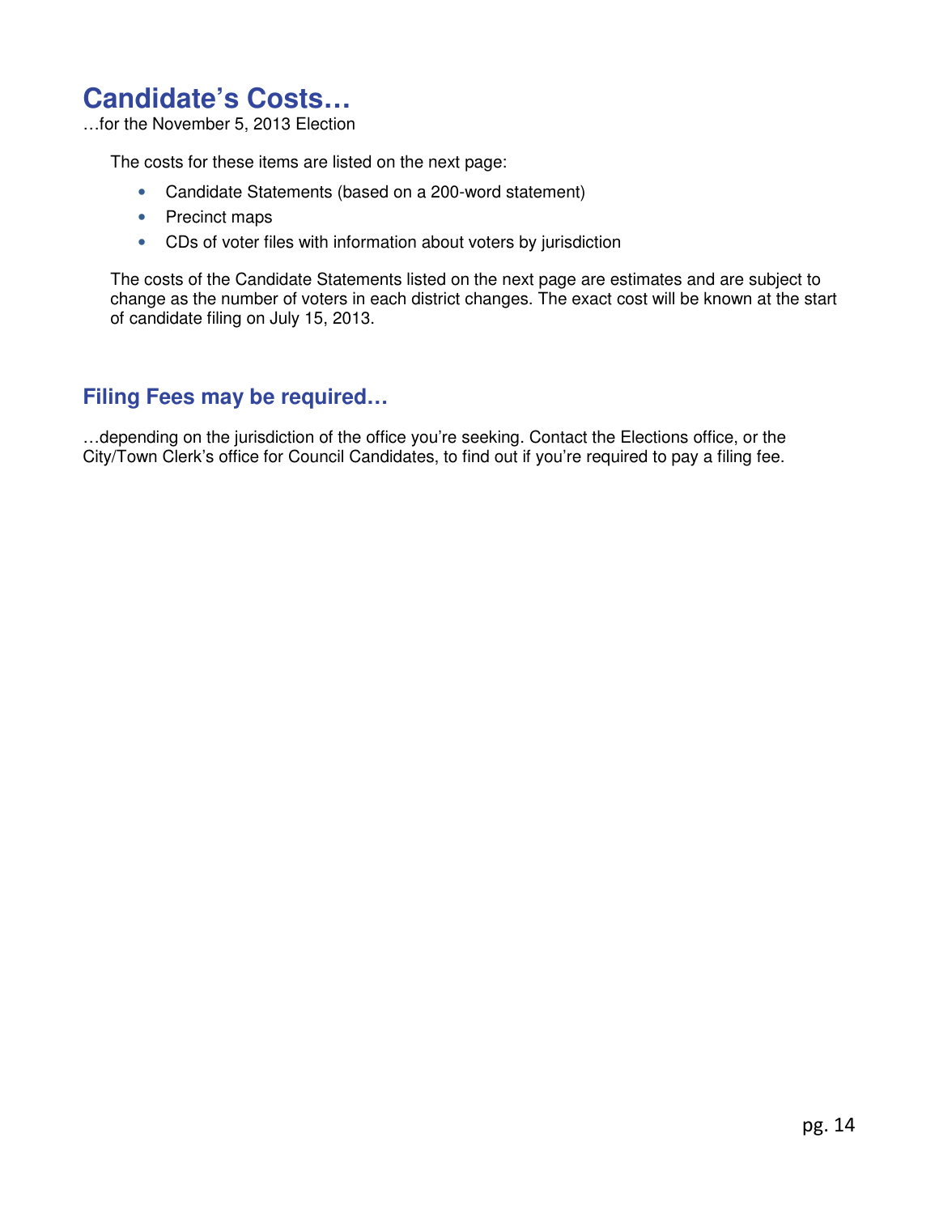# Candidate's Costs…

…for the November 5, 2013 Election

The costs for these items are listed on the next page:

- Candidate Statements (based on a 200-word statement)
- Precinct maps
- CDs of voter files with information about voters by jurisdiction

The costs of the Candidate Statements listed on the next page are estimates and are subject to change as the number of voters in each district changes. The exact cost will be known at the start of candidate filing on July 15, 2013.

## Filing Fees may be required…

…depending on the jurisdiction of the office you're seeking. Contact the Elections office, or the City/Town Clerk's office for Council Candidates, to find out if you're required to pay a filing fee.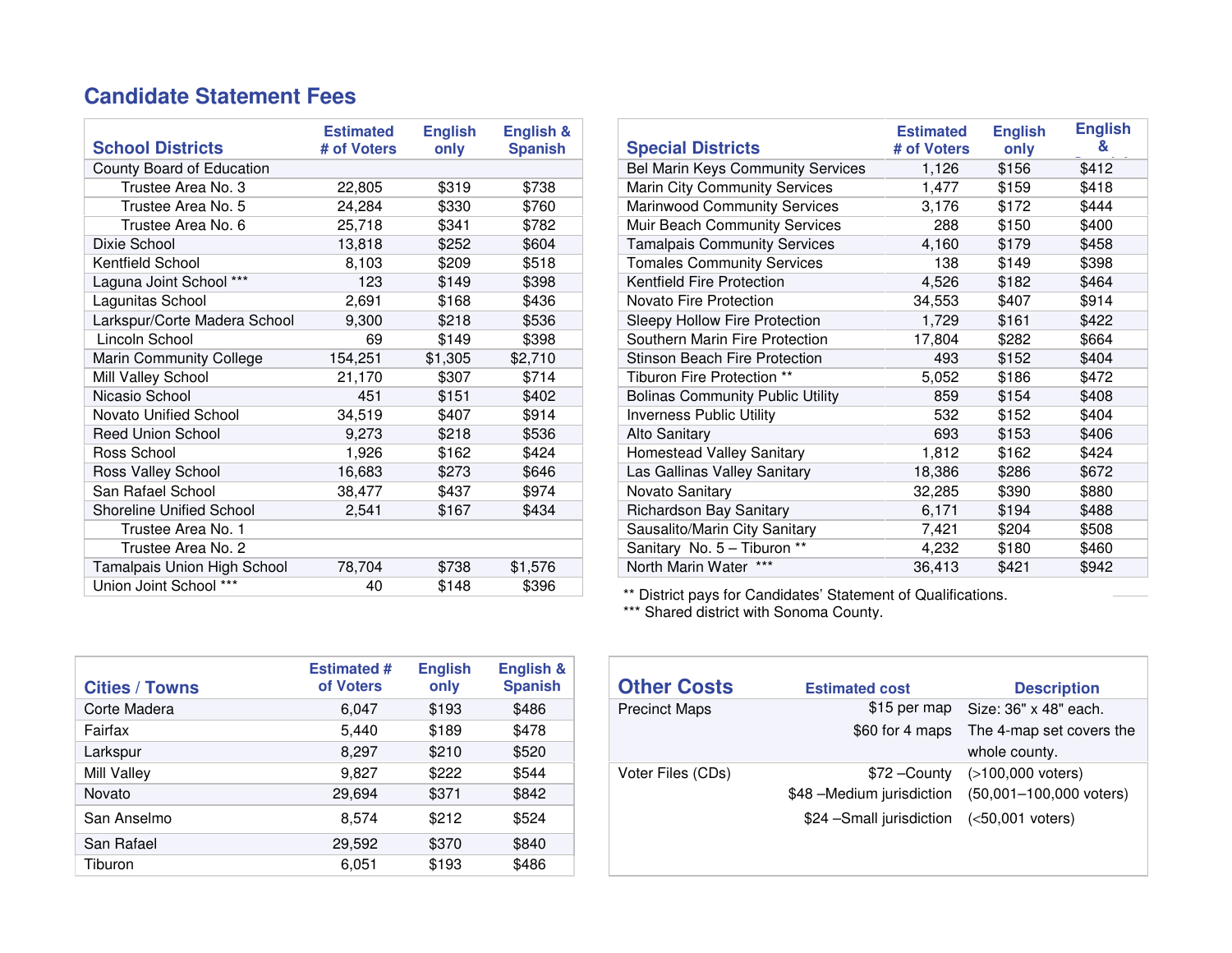# Candidate Statement Fees

| School Districts | Estimated # of Voters | English only | English & Spanish |
|---|---|---|---|
| County Board of Education | | | |
| Trustee Area No. 3 | 22,805 | $319 | $738 |
| Trustee Area No. 5 | 24,284 | $330 | $760 |
| Trustee Area No. 6 | 25,718 | $341 | $782 |
| Dixie School | 13,818 | $252 | $604 |
| Kentfield School | 8,103 | $209 | $518 |
| Laguna Joint School *** | 123 | $149 | $398 |
| Lagunitas School | 2,691 | $168 | $436 |
| Larkspur/Corte Madera School | 9,300 | $218 | $536 |
| Lincoln School | 69 | $149 | $398 |
| Marin Community College | 154,251 | $1,305 | $2,710 |
| Mill Valley School | 21,170 | $307 | $714 |
| Nicasio School | 451 | $151 | $402 |
| Novato Unified School | 34,519 | $407 | $914 |
| Reed Union School | 9,273 | $218 | $536 |
| Ross School | 1,926 | $162 | $424 |
| Ross Valley School | 16,683 | $273 | $646 |
| San Rafael School | 38,477 | $437 | $974 |
| Shoreline Unified School | 2,541 | $167 | $434 |
| Trustee Area No. 1 | | | |
| Trustee Area No. 2 | | | |
| Tamalpais Union High School | 78,704 | $738 | $1,576 |
| Union Joint School *** | 40 | $148 | $396 |

| Special Districts | Estimated # of Voters | English only | English & Spanish |
|---|---|---|---|
| Bel Marin Keys Community Services | 1,126 | $156 | $412 |
| Marin City Community Services | 1,477 | $159 | $418 |
| Marinwood Community Services | 3,176 | $172 | $444 |
| Muir Beach Community Services | 288 | $150 | $400 |
| Tamalpais Community Services | 4,160 | $179 | $458 |
| Tomales Community Services | 138 | $149 | $398 |
| Kentfield Fire Protection | 4,526 | $182 | $464 |
| Novato Fire Protection | 34,553 | $407 | $914 |
| Sleepy Hollow Fire Protection | 1,729 | $161 | $422 |
| Southern Marin Fire Protection | 17,804 | $282 | $664 |
| Stinson Beach Fire Protection | 493 | $152 | $404 |
| Tiburon Fire Protection ** | 5,052 | $186 | $472 |
| Bolinas Community Public Utility | 859 | $154 | $408 |
| Inverness Public Utility | 532 | $152 | $404 |
| Alto Sanitary | 693 | $153 | $406 |
| Homestead Valley Sanitary | 1,812 | $162 | $424 |
| Las Gallinas Valley Sanitary | 18,386 | $286 | $672 |
| Novato Sanitary | 32,285 | $390 | $880 |
| Richardson Bay Sanitary | 6,171 | $194 | $488 |
| Sausalito/Marin City Sanitary | 7,421 | $204 | $508 |
| Sanitary No. 5 – Tiburon ** | 4,232 | $180 | $460 |
| North Marin Water *** | 36,413 | $421 | $942 |

** District pays for Candidates' Statement of Qualifications.
*** Shared district with Sonoma County.

| Cities / Towns | Estimated # of Voters | English only | English & Spanish |
|---|---|---|---|
| Corte Madera | 6,047 | $193 | $486 |
| Fairfax | 5,440 | $189 | $478 |
| Larkspur | 8,297 | $210 | $520 |
| Mill Valley | 9,827 | $222 | $544 |
| Novato | 29,694 | $371 | $842 |
| San Anselmo | 8,574 | $212 | $524 |
| San Rafael | 29,592 | $370 | $840 |
| Tiburon | 6,051 | $193 | $486 |

| Other Costs | Estimated cost | Description |
|---|---|---|
| Precinct Maps | $15 per map | Size: 36" x 48" each. |
| | $60 for 4 maps | The 4-map set covers the whole county. |
| Voter Files (CDs) | $72 –County | (>100,000 voters) |
| | $48 –Medium jurisdiction | (50,001–100,000 voters) |
| | $24 –Small jurisdiction | (<50,001 voters) |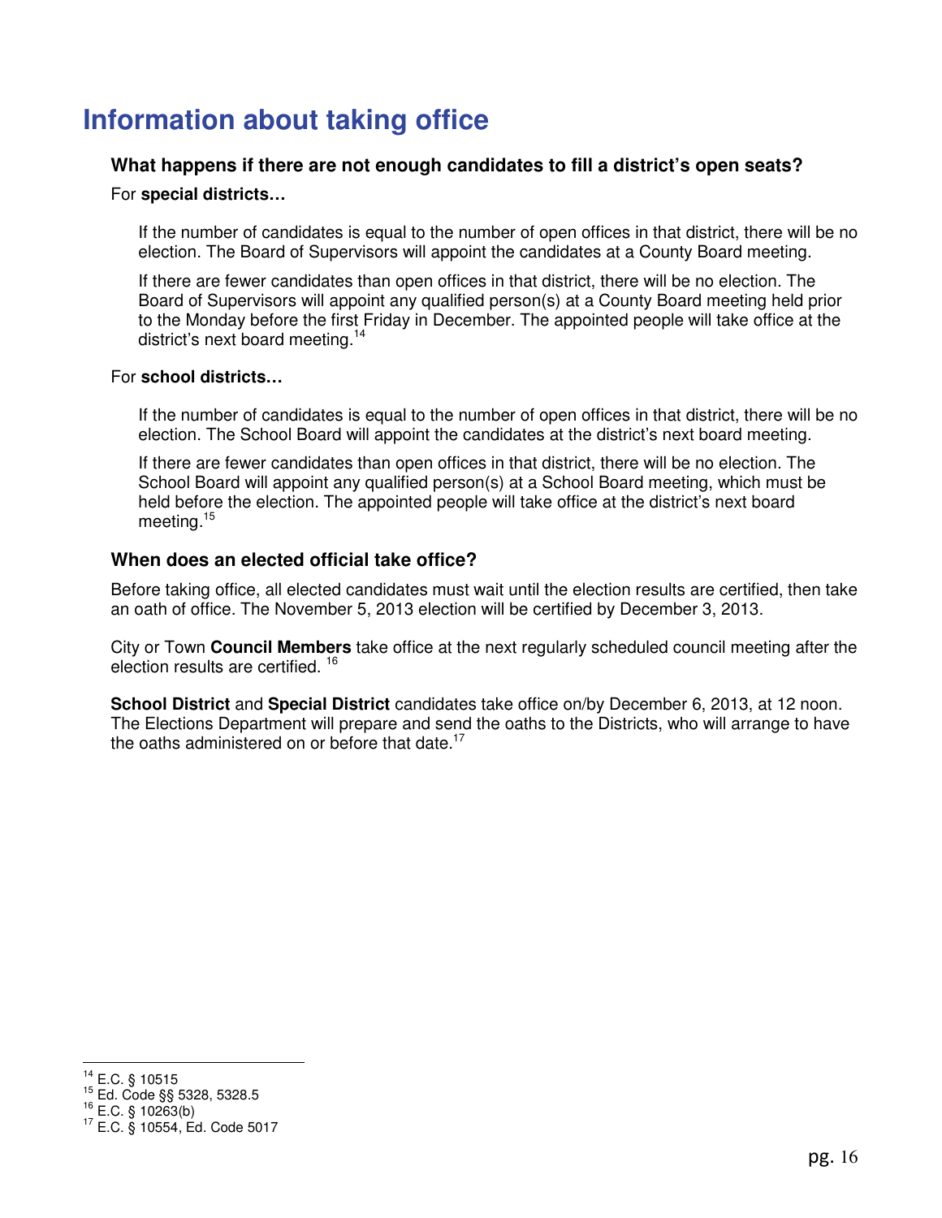# Information about taking office

### What happens if there are not enough candidates to fill a district's open seats?

For **special districts…**

If the number of candidates is equal to the number of open offices in that district, there will be no election. The Board of Supervisors will appoint the candidates at a County Board meeting.

If there are fewer candidates than open offices in that district, there will be no election. The Board of Supervisors will appoint any qualified person(s) at a County Board meeting held prior to the Monday before the first Friday in December. The appointed people will take office at the district's next board meeting.[14]

For **school districts…**

If the number of candidates is equal to the number of open offices in that district, there will be no election. The School Board will appoint the candidates at the district's next board meeting.

If there are fewer candidates than open offices in that district, there will be no election. The School Board will appoint any qualified person(s) at a School Board meeting, which must be held before the election. The appointed people will take office at the district's next board meeting.[15]

### When does an elected official take office?

Before taking office, all elected candidates must wait until the election results are certified, then take an oath of office. The November 5, 2013 election will be certified by December 3, 2013.

City or Town **Council Members** take office at the next regularly scheduled council meeting after the election results are certified.[16]

**School District** and **Special District** candidates take office on/by December 6, 2013, at 12 noon. The Elections Department will prepare and send the oaths to the Districts, who will arrange to have the oaths administered on or before that date.[17]

---

[14] E.C. § 10515
[15] Ed. Code §§ 5328, 5328.5
[16] E.C. § 10263(b)
[17] E.C. § 10554, Ed. Code 5017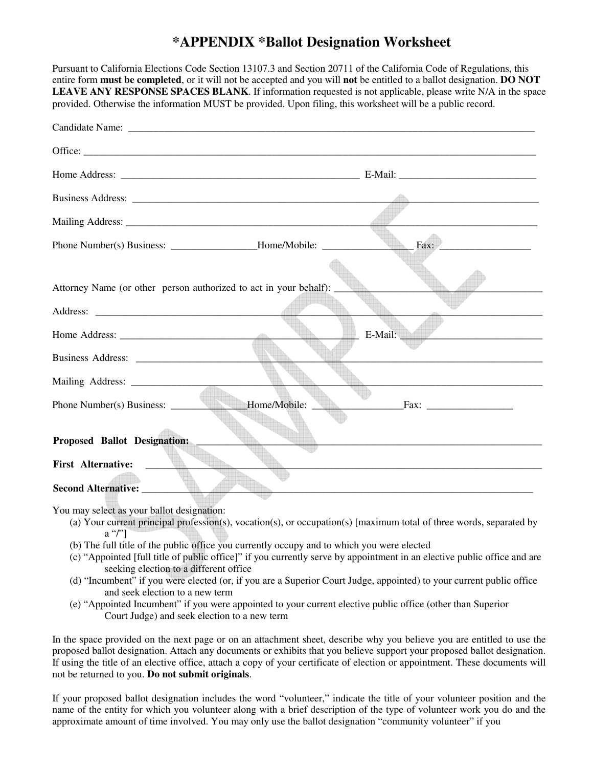# *APPENDIX *Ballot Designation Worksheet

Pursuant to California Elections Code Section 13107.3 and Section 20711 of the California Code of Regulations, this entire form **must be completed**, or it will not be accepted and you will **not** be entitled to a ballot designation. **DO NOT LEAVE ANY RESPONSE SPACES BLANK**. If information requested is not applicable, please write N/A in the space provided. Otherwise the information MUST be provided. Upon filing, this worksheet will be a public record.

Candidate Name: ____________________________________________________________________________

Office: ____________________________________________________________________________________

Home Address: _______________________________________________ E-Mail: ___________________________

Business Address: ___________________________________________________________________________

Mailing Address: ____________________________________________________________________________

Phone Number(s) Business: ________________Home/Mobile: _________________ Fax: _________________

Attorney Name (or other person authorized to act in your behalf): ___________________________________

Address: ___________________________________________________________________________________

Home Address: _______________________________________________ E-Mail: ___________________________

Business Address: ___________________________________________________________________________

Mailing Address: ____________________________________________________________________________

Phone Number(s) Business: ______________Home/Mobile: _________________Fax: ________________

**Proposed Ballot Designation:** ______________________________________________________________

**First Alternative:** ________________________________________________________________________

**Second Alternative:** ______________________________________________________________________

You may select as your ballot designation:

(a) Your current principal profession(s), vocation(s), or occupation(s) [maximum total of three words, separated by a "/"]
(b) The full title of the public office you currently occupy and to which you were elected
(c) "Appointed [full title of public office]" if you currently serve by appointment in an elective public office and are seeking election to a different office
(d) "Incumbent" if you were elected (or, if you are a Superior Court Judge, appointed) to your current public office and seek election to a new term
(e) "Appointed Incumbent" if you were appointed to your current elective public office (other than Superior Court Judge) and seek election to a new term

In the space provided on the next page or on an attachment sheet, describe why you believe you are entitled to use the proposed ballot designation. Attach any documents or exhibits that you believe support your proposed ballot designation. If using the title of an elective office, attach a copy of your certificate of election or appointment. These documents will not be returned to you. **Do not submit originals**.

If your proposed ballot designation includes the word "volunteer," indicate the title of your volunteer position and the name of the entity for which you volunteer along with a brief description of the type of volunteer work you do and the approximate amount of time involved. You may only use the ballot designation "community volunteer" if you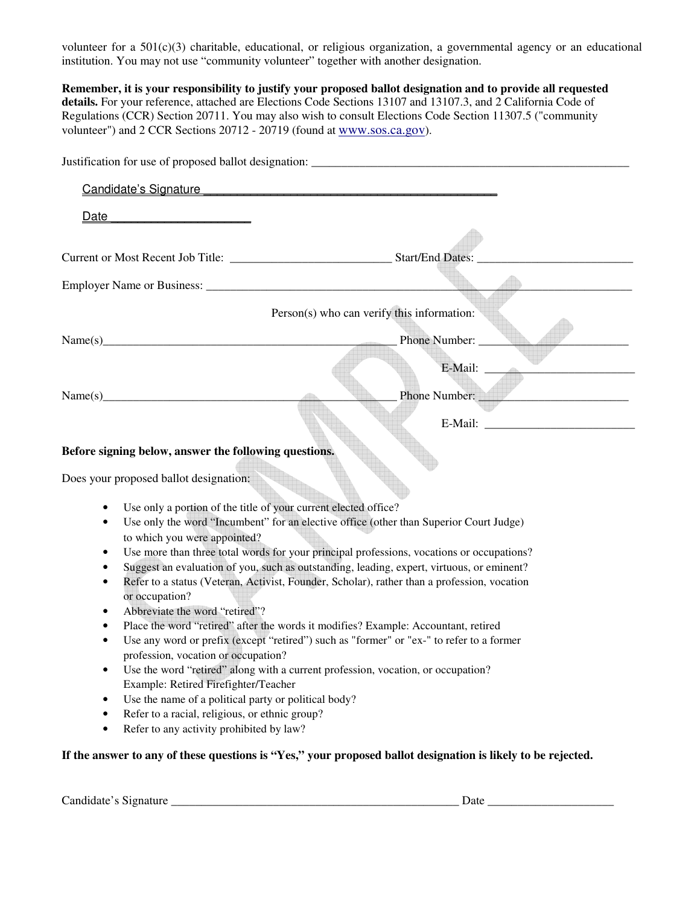volunteer for a 501(c)(3) charitable, educational, or religious organization, a governmental agency or an educational institution. You may not use "community volunteer" together with another designation.

**Remember, it is your responsibility to justify your proposed ballot designation and to provide all requested details.** For your reference, attached are Elections Code Sections 13107 and 13107.3, and 2 California Code of Regulations (CCR) Section 20711. You may also wish to consult Elections Code Section 11307.5 ("community volunteer") and 2 CCR Sections 20712 - 20719 (found at www.sos.ca.gov).

Justification for use of proposed ballot designation: ______________________________________________________

Candidate's Signature ______________________________________________

Date _____________________

Current or Most Recent Job Title: ___________________________ Start/End Dates: __________________________

Employer Name or Business: ______________________________________________________________________________

Person(s) who can verify this information:

Name(s)__________________________________________________ Phone Number: _________________________

E-Mail: _________________________

Name(s)__________________________________________________ Phone Number: _________________________

E-Mail: _________________________

**Before signing below, answer the following questions.**

Does your proposed ballot designation:

- Use only a portion of the title of your current elected office?
- Use only the word "Incumbent" for an elective office (other than Superior Court Judge) to which you were appointed?
- Use more than three total words for your principal professions, vocations or occupations?
- Suggest an evaluation of you, such as outstanding, leading, expert, virtuous, or eminent?
- Refer to a status (Veteran, Activist, Founder, Scholar), rather than a profession, vocation or occupation?
- Abbreviate the word "retired"?
- Place the word "retired" after the words it modifies? Example: Accountant, retired
- Use any word or prefix (except "retired") such as "former" or "ex-" to refer to a former profession, vocation or occupation?
- Use the word "retired" along with a current profession, vocation, or occupation? Example: Retired Firefighter/Teacher
- Use the name of a political party or political body?
- Refer to a racial, religious, or ethnic group?
- Refer to any activity prohibited by law?

**If the answer to any of these questions is "Yes," your proposed ballot designation is likely to be rejected.**

Candidate's Signature __________________________________________________ Date _____________________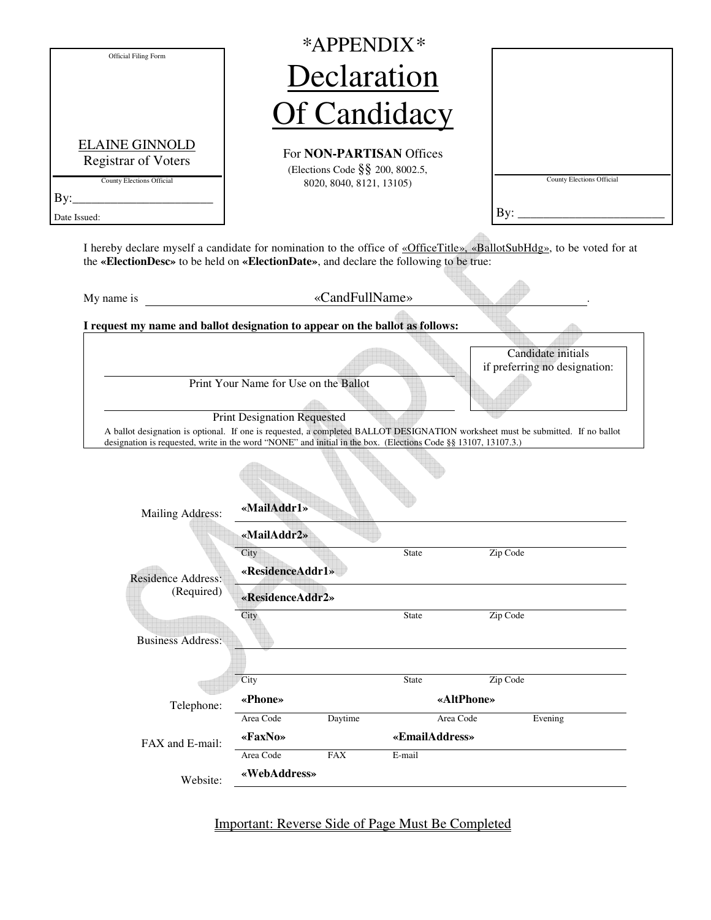Official Filing Form

ELAINE GINNOLD
Registrar of Voters

County Elections Official

By:______________________

Date Issued:

# *APPENDIX*

# Declaration Of Candidacy

For **NON-PARTISAN** Offices
(Elections Code §§ 200, 8002.5, 8020, 8040, 8121, 13105)

County Elections Official

By: ______________________

I hereby declare myself a candidate for nomination to the office of «OfficeTitle», «BallotSubHdg», to be voted for at the **«ElectionDesc»** to be held on **«ElectionDate»**, and declare the following to be true:

My name is «CandFullName».

**I request my name and ballot designation to appear on the ballot as follows:**

______________________________
Print Your Name for Use on the Ballot

______________________________
Print Designation Requested

Candidate initials if preferring no designation:

A ballot designation is optional. If one is requested, a completed BALLOT DESIGNATION worksheet must be submitted. If no ballot designation is requested, write in the word "NONE" and initial in the box. (Elections Code §§ 13107, 13107.3.)

| | | | |
|---|---|---|---|
| Mailing Address: | **«MailAddr1»** | | |
| | **«MailAddr2»** | | |
| | City | State | Zip Code |
| Residence Address: (Required) | **«ResidenceAddr1»** | | |
| | **«ResidenceAddr2»** | | |
| | City | State | Zip Code |
| Business Address: | | | |
| | | | |
| | City | State | Zip Code |
| Telephone: | **«Phone»** (Area Code, Daytime) | **«AltPhone»** (Area Code, Evening) | |
| FAX and E-mail: | **«FaxNo»** (Area Code, FAX) | **«EmailAddress»** (E-mail) | |
| Website: | **«WebAddress»** | | |

Important: Reverse Side of Page Must Be Completed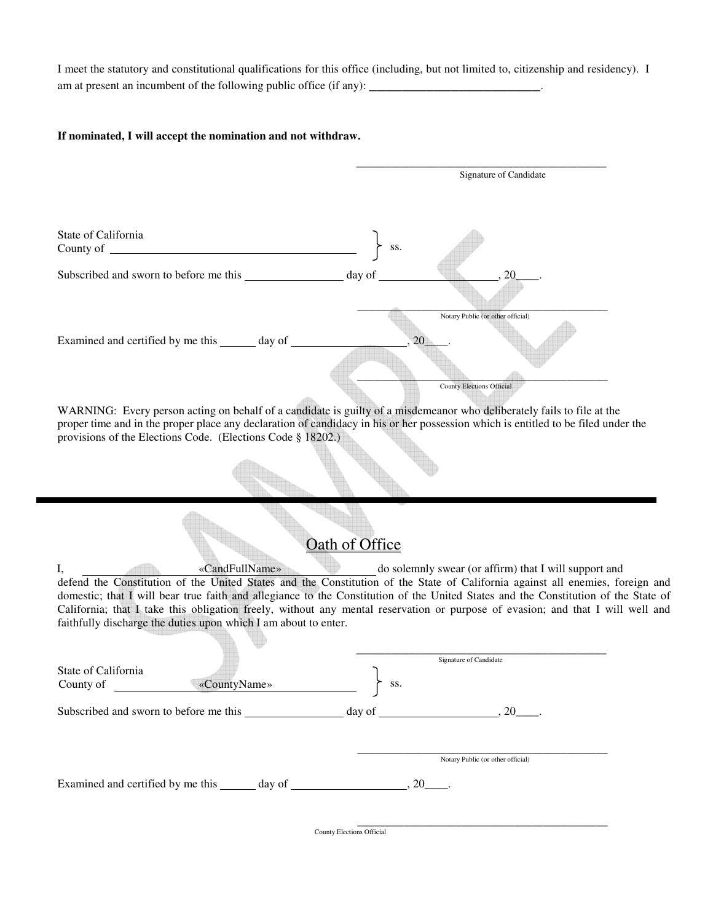I meet the statutory and constitutional qualifications for this office (including, but not limited to, citizenship and residency). I am at present an incumbent of the following public office (if any): ______________________________.

**If nominated, I will accept the nomination and not withdraw.**

_______________________________________________
Signature of Candidate

State of California
County of _______________________________________________ } ss.

Subscribed and sworn to before me this _________________ day of _____________________, 20____.

_______________________________________________
Notary Public (or other official)

Examined and certified by me this ______ day of ____________________, 20____.

_______________________________________________
County Elections Official

WARNING: Every person acting on behalf of a candidate is guilty of a misdemeanor who deliberately fails to file at the proper time and in the proper place any declaration of candidacy in his or her possession which is entitled to be filed under the provisions of the Elections Code. (Elections Code § 18202.)

---

## Oath of Office

I, «CandFullName» do solemnly swear (or affirm) that I will support and defend the Constitution of the United States and the Constitution of the State of California against all enemies, foreign and domestic; that I will bear true faith and allegiance to the Constitution of the United States and the Constitution of the State of California; that I take this obligation freely, without any mental reservation or purpose of evasion; and that I will well and faithfully discharge the duties upon which I am about to enter.

_______________________________________________
Signature of Candidate

State of California
County of «CountyName» } ss.

Subscribed and sworn to before me this _________________ day of _____________________, 20____.

_______________________________________________
Notary Public (or other official)

Examined and certified by me this ______ day of ____________________, 20____.

_______________________________________________
County Elections Official